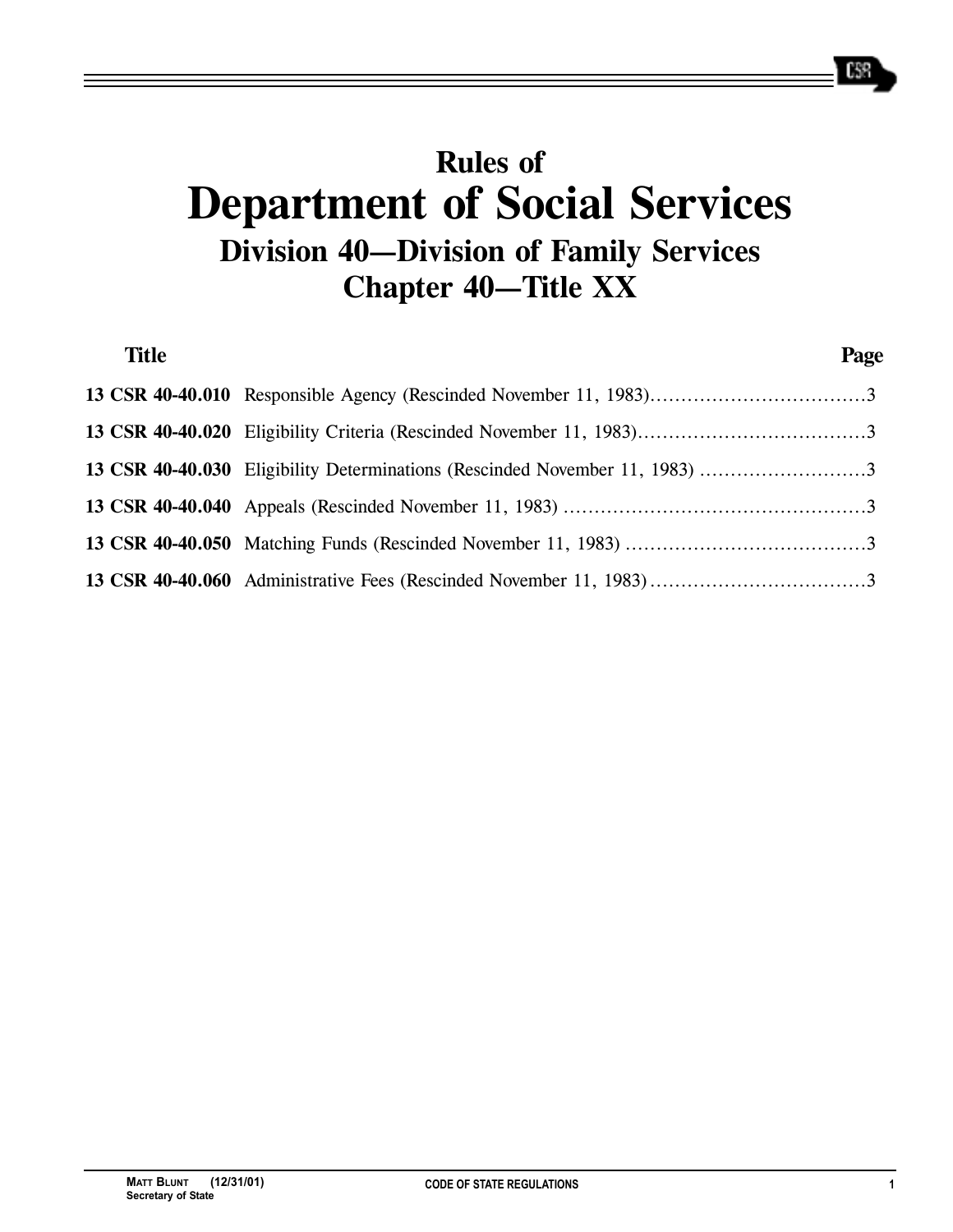# Rules of
# Department of Social Services
## Division 40—Division of Family Services
## Chapter 40—Title XX

| Title | | Page |
| --- | --- | --- |
| **13 CSR 40-40.010** | Responsible Agency (Rescinded November 11, 1983) | 3 |
| **13 CSR 40-40.020** | Eligibility Criteria (Rescinded November 11, 1983) | 3 |
| **13 CSR 40-40.030** | Eligibility Determinations (Rescinded November 11, 1983) | 3 |
| **13 CSR 40-40.040** | Appeals (Rescinded November 11, 1983) | 3 |
| **13 CSR 40-40.050** | Matching Funds (Rescinded November 11, 1983) | 3 |
| **13 CSR 40-40.060** | Administrative Fees (Rescinded November 11, 1983) | 3 |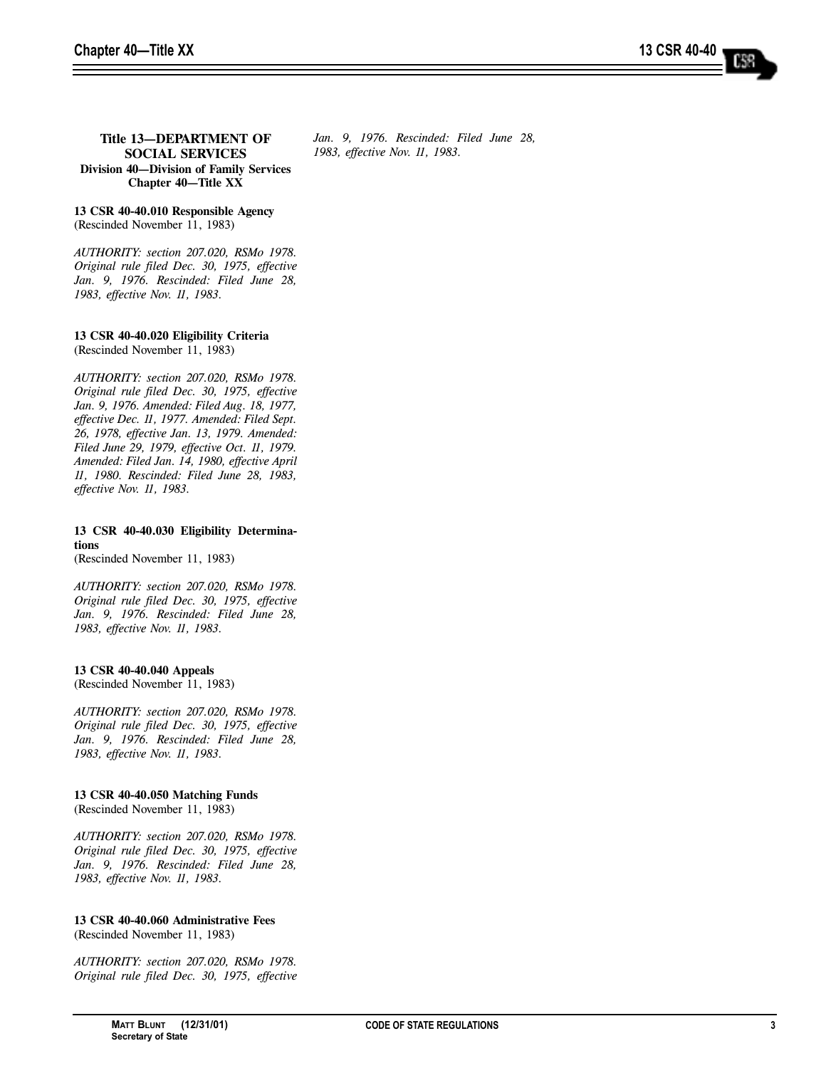**Title 13—DEPARTMENT OF SOCIAL SERVICES**
**Division 40—Division of Family Services**
**Chapter 40—Title XX**

**13 CSR 40-40.010 Responsible Agency**
(Rescinded November 11, 1983)

*AUTHORITY: section 207.020, RSMo 1978. Original rule filed Dec. 30, 1975, effective Jan. 9, 1976. Rescinded: Filed June 28, 1983, effective Nov. 11, 1983.*

**13 CSR 40-40.020 Eligibility Criteria**
(Rescinded November 11, 1983)

*AUTHORITY: section 207.020, RSMo 1978. Original rule filed Dec. 30, 1975, effective Jan. 9, 1976. Amended: Filed Aug. 18, 1977, effective Dec. 11, 1977. Amended: Filed Sept. 26, 1978, effective Jan. 13, 1979. Amended: Filed June 29, 1979, effective Oct. 11, 1979. Amended: Filed Jan. 14, 1980, effective April 11, 1980. Rescinded: Filed June 28, 1983, effective Nov. 11, 1983.*

**13 CSR 40-40.030 Eligibility Determinations**
(Rescinded November 11, 1983)

*AUTHORITY: section 207.020, RSMo 1978. Original rule filed Dec. 30, 1975, effective Jan. 9, 1976. Rescinded: Filed June 28, 1983, effective Nov. 11, 1983.*

**13 CSR 40-40.040 Appeals**
(Rescinded November 11, 1983)

*AUTHORITY: section 207.020, RSMo 1978. Original rule filed Dec. 30, 1975, effective Jan. 9, 1976. Rescinded: Filed June 28, 1983, effective Nov. 11, 1983.*

**13 CSR 40-40.050 Matching Funds**
(Rescinded November 11, 1983)

*AUTHORITY: section 207.020, RSMo 1978. Original rule filed Dec. 30, 1975, effective Jan. 9, 1976. Rescinded: Filed June 28, 1983, effective Nov. 11, 1983.*

**13 CSR 40-40.060 Administrative Fees**
(Rescinded November 11, 1983)

*AUTHORITY: section 207.020, RSMo 1978. Original rule filed Dec. 30, 1975, effective Jan. 9, 1976. Rescinded: Filed June 28, 1983, effective Nov. 11, 1983.*